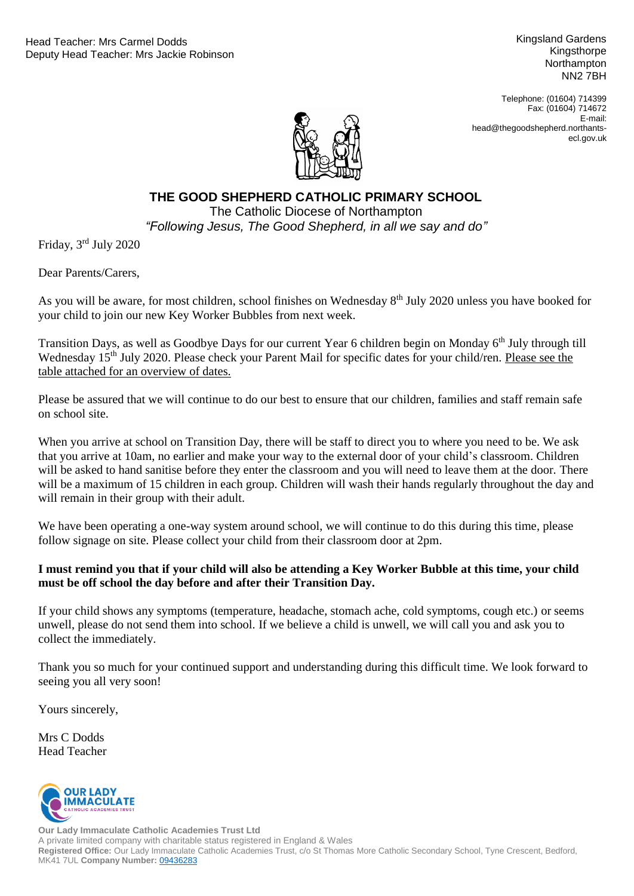Head Teacher: Mrs Carmel Dodds
Deputy Head Teacher: Mrs Jackie Robinson

Kingsland Gardens
Kingsthorpe
Northampton
NN2 7BH

Telephone: (01604) 714399
Fax: (01604) 714672
E-mail: head@thegoodshepherd.northants-ecl.gov.uk

# THE GOOD SHEPHERD CATHOLIC PRIMARY SCHOOL

The Catholic Diocese of Northampton

*"Following Jesus, The Good Shepherd, in all we say and do"*

Friday, 3rd July 2020

Dear Parents/Carers,

As you will be aware, for most children, school finishes on Wednesday 8th July 2020 unless you have booked for your child to join our new Key Worker Bubbles from next week.

Transition Days, as well as Goodbye Days for our current Year 6 children begin on Monday 6th July through till Wednesday 15th July 2020. Please check your Parent Mail for specific dates for your child/ren. Please see the table attached for an overview of dates.

Please be assured that we will continue to do our best to ensure that our children, families and staff remain safe on school site.

When you arrive at school on Transition Day, there will be staff to direct you to where you need to be. We ask that you arrive at 10am, no earlier and make your way to the external door of your child's classroom. Children will be asked to hand sanitise before they enter the classroom and you will need to leave them at the door. There will be a maximum of 15 children in each group. Children will wash their hands regularly throughout the day and will remain in their group with their adult.

We have been operating a one-way system around school, we will continue to do this during this time, please follow signage on site. Please collect your child from their classroom door at 2pm.

**I must remind you that if your child will also be attending a Key Worker Bubble at this time, your child must be off school the day before and after their Transition Day.**

If your child shows any symptoms (temperature, headache, stomach ache, cold symptoms, cough etc.) or seems unwell, please do not send them into school. If we believe a child is unwell, we will call you and ask you to collect the immediately.

Thank you so much for your continued support and understanding during this difficult time. We look forward to seeing you all very soon!

Yours sincerely,

Mrs C Dodds
Head Teacher

**Our Lady Immaculate Catholic Academies Trust Ltd**
A private limited company with charitable status registered in England & Wales
**Registered Office:** Our Lady Immaculate Catholic Academies Trust, c/o St Thomas More Catholic Secondary School, Tyne Crescent, Bedford, MK41 7UL **Company Number:** 09436283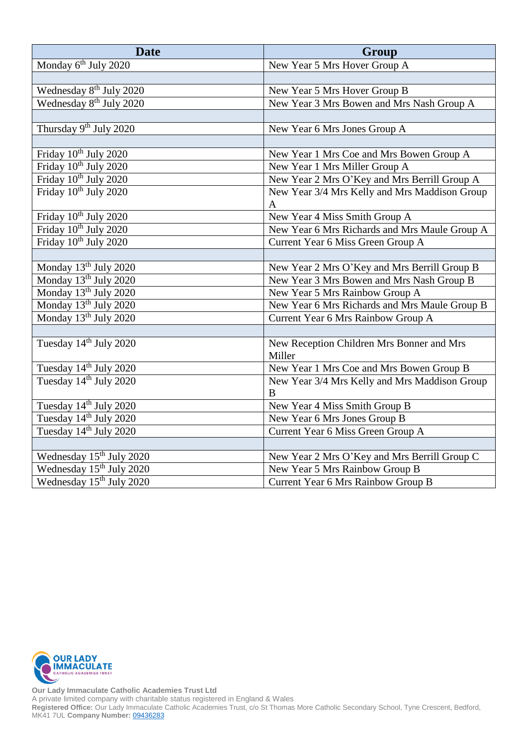| Date | Group |
|---|---|
| Monday 6th July 2020 | New Year 5 Mrs Hover Group A |
| | |
| Wednesday 8th July 2020 | New Year 5 Mrs Hover Group B |
| Wednesday 8th July 2020 | New Year 3 Mrs Bowen and Mrs Nash Group A |
| | |
| Thursday 9th July 2020 | New Year 6 Mrs Jones Group A |
| | |
| Friday 10th July 2020 | New Year 1 Mrs Coe and Mrs Bowen Group A |
| Friday 10th July 2020 | New Year 1 Mrs Miller Group A |
| Friday 10th July 2020 | New Year 2 Mrs O'Key and Mrs Berrill Group A |
| Friday 10th July 2020 | New Year 3/4 Mrs Kelly and Mrs Maddison Group A |
| Friday 10th July 2020 | New Year 4 Miss Smith Group A |
| Friday 10th July 2020 | New Year 6 Mrs Richards and Mrs Maule Group A |
| Friday 10th July 2020 | Current Year 6 Miss Green Group A |
| | |
| Monday 13th July 2020 | New Year 2 Mrs O'Key and Mrs Berrill Group B |
| Monday 13th July 2020 | New Year 3 Mrs Bowen and Mrs Nash Group B |
| Monday 13th July 2020 | New Year 5 Mrs Rainbow Group A |
| Monday 13th July 2020 | New Year 6 Mrs Richards and Mrs Maule Group B |
| Monday 13th July 2020 | Current Year 6 Mrs Rainbow Group A |
| | |
| Tuesday 14th July 2020 | New Reception Children Mrs Bonner and Mrs Miller |
| Tuesday 14th July 2020 | New Year 1 Mrs Coe and Mrs Bowen Group B |
| Tuesday 14th July 2020 | New Year 3/4 Mrs Kelly and Mrs Maddison Group B |
| Tuesday 14th July 2020 | New Year 4 Miss Smith Group B |
| Tuesday 14th July 2020 | New Year 6 Mrs Jones Group B |
| Tuesday 14th July 2020 | Current Year 6 Miss Green Group A |
| | |
| Wednesday 15th July 2020 | New Year 2 Mrs O'Key and Mrs Berrill Group C |
| Wednesday 15th July 2020 | New Year 5 Mrs Rainbow Group B |
| Wednesday 15th July 2020 | Current Year 6 Mrs Rainbow Group B |

**Our Lady Immaculate Catholic Academies Trust Ltd**
A private limited company with charitable status registered in England & Wales
**Registered Office:** Our Lady Immaculate Catholic Academies Trust, c/o St Thomas More Catholic Secondary School, Tyne Crescent, Bedford, MK41 7UL **Company Number:** 09436283